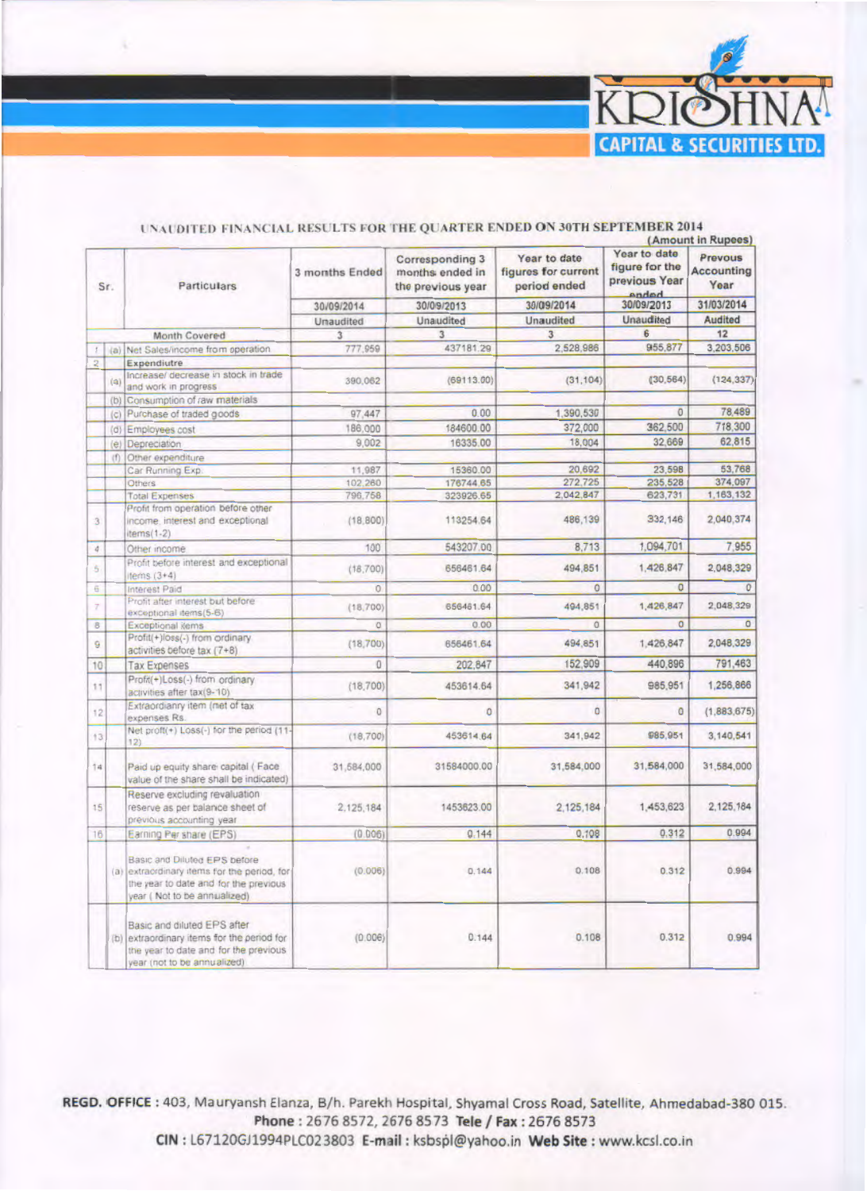KRISHNA CAPITAL & SECURITIES LTD.

## UNAUDITED FINANCIAL RESULTS FOR THE QUARTER ENDED ON 30TH SEPTEMBER 2014

(Amount in Rupees)

| Sr. | | Particulars | 3 months Ended | Corresponding 3 months ended in the previous year | Year to date figures for current period ended | Year to date figure for the previous Year ended | Prevous Accounting Year |
|---|---|---|---|---|---|---|---|
| | | | 30/09/2014 | 30/09/2013 | 30/09/2014 | 30/09/2013 | 31/03/2014 |
| | | | Unaudited | Unaudited | Unaudited | Unaudited | Audited |
| | | Month Covered | 3 | 3 | 3 | 6 | 12 |
| 1 | (a) | Net Sales/income from operation | 777,959 | 437181.29 | 2,528,986 | 955,877 | 3,203,506 |
| 2 | | Expendiutre | | | | | |
| | (a) | Increase/ decrease in stock in trade and work in progress | 390,062 | (69113.00) | (31,104) | (30,564) | (124,337) |
| | (b) | Consumption of raw materials | | | | | |
| | (c) | Purchase of traded goods | 97,447 | 0.00 | 1,390,530 | 0 | 78,489 |
| | (d) | Employees cost | 186,000 | 184600.00 | 372,000 | 362,500 | 718,300 |
| | (e) | Depreciation | 9,002 | 16335.00 | 18,004 | 32,669 | 62,815 |
| | (f) | Other expenditure | | | | | |
| | | Car Running Exp. | 11,987 | 15360.00 | 20,692 | 23,598 | 53,768 |
| | | Others | 102,260 | 176744.65 | 272,725 | 235,528 | 374,097 |
| | | Total Expenses | 796,758 | 323926.65 | 2,042,847 | 623,731 | 1,163,132 |
| 3 | | Profit from operation before other income, interest and exceptional items(1-2) | (18,800) | 113254.64 | 486,139 | 332,146 | 2,040,374 |
| 4 | | Other income | 100 | 543207.00 | 8,713 | 1,094,701 | 7,955 |
| 5 | | Profit before interest and exceptional items (3+4) | (18,700) | 656461.64 | 494,851 | 1,426,847 | 2,048,329 |
| 6 | | Interest Paid | 0 | 0.00 | 0 | 0 | 0 |
| 7 | | Profit after interest but before exceptional items(5-6) | (18,700) | 656461.64 | 494,851 | 1,426,847 | 2,048,329 |
| 8 | | Exceptional items | 0 | 0.00 | 0 | 0 | 0 |
| 9 | | Profit(+)loss(-) from ordinary activities before tax (7+8) | (18,700) | 656461.64 | 494,851 | 1,426,847 | 2,048,329 |
| 10 | | Tax Expenses | 0 | 202,847 | 152,909 | 440,896 | 791,463 |
| 11 | | Profit(+)Loss(-) from ordinary activities after tax(9-10) | (18,700) | 453614.64 | 341,942 | 985,951 | 1,256,866 |
| 12 | | Extraordianry item (net of tax expenses Rs. | 0 | 0 | 0 | 0 | (1,883,675) |
| 13 | | Net profit(+) Loss(-) for the period (11-12) | (18,700) | 453614.64 | 341,942 | 985,951 | 3,140,541 |
| 14 | | Paid up equity share capital ( Face value of the share shall be indicated) | 31,584,000 | 31584000.00 | 31,584,000 | 31,584,000 | 31,584,000 |
| 15 | | Reserve excluding revaluation reserve as per balance sheet of previous accounting year | 2,125,184 | 1453623.00 | 2,125,184 | 1,453,623 | 2,125,184 |
| 16 | | Earning Per share (EPS) | (0.006) | 0.144 | 0.108 | 0.312 | 0.994 |
| | (a) | Basic and Diluted EPS before extraordinary items for the period, for the year to date and for the previous year ( Not to be annualized) | (0.006) | 0.144 | 0.108 | 0.312 | 0.994 |
| | (b) | Basic and diluted EPS after extraordinary items for the period for the year to date and for the previous year (not to be annualized) | (0.006) | 0.144 | 0.108 | 0.312 | 0.994 |

**REGD. OFFICE :** 403, Mauryansh Elanza, B/h. Parekh Hospital, Shyamal Cross Road, Satellite, Ahmedabad-380 015.
**Phone :** 2676 8572, 2676 8573 **Tele / Fax :** 2676 8573
**CIN :** L67120GJ1994PLC023803 **E-mail :** ksbspl@yahoo.in **Web Site :** www.kcsl.co.in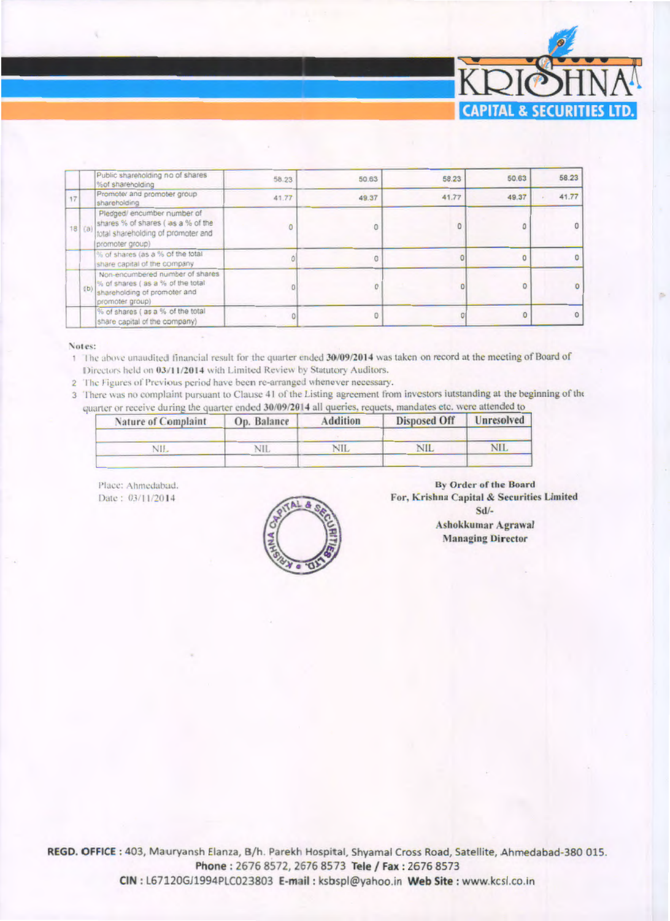| | | | | | | | |
|---|---|---|---|---|---|---|---|
| | | Public shareholding no of shares %of shareholding | 58.23 | 50.63 | 58.23 | 50.63 | 58.23 |
| 17 | | Promoter and promoter group shareholding | 41.77 | 49.37 | 41.77 | 49.37 | 41.77 |
| 18 | (a) | Pledged/ encumber number of shares % of shares ( as a % of the total shareholding of promoter and promoter group) | 0 | 0 | 0 | 0 | 0 |
| | | % of shares (as a % of the total share capital of the company | 0 | 0 | 0 | 0 | 0 |
| | (b) | Non-encumbered number of shares % of shares ( as a % of the total shareholding of promoter and promoter group) | 0 | 0 | 0 | 0 | 0 |
| | | % of shares ( as a % of the total share capital of the company) | 0 | 0 | 0 | 0 | 0 |

**Notes:**

1. The above unaudited financial result for the quarter ended **30/09/2014** was taken on record at the meeting of Board of Directors held on **03/11/2014** with Limited Review by Statutory Auditors.
2. The Figures of Previous period have been re-arranged whenever necessary.
3. There was no complaint pursuant to Clause 41 of the Listing agreement from investors iutstanding at the beginning of the quarter or receive during the quarter ended **30/09/2014** all queries, requets, mandates etc. were attended to

| Nature of Complaint | Op. Balance | Addition | Disposed Off | Unresolved |
|---|---|---|---|---|
| | | | | |
| NIL | NIL | NIL | NIL | NIL |
| | | | | |

Place: Ahmedabad.
Date : 03/11/2014

**By Order of the Board**
**For, Krishna Capital & Securities Limited**
**Sd/-**
**Ashokkumar Agrawal**
**Managing Director**

**REGD. OFFICE :** 403, Mauryansh Elanza, B/h. Parekh Hospital, Shyamal Cross Road, Satellite, Ahmedabad-380 015.
**Phone :** 2676 8572, 2676 8573 **Tele / Fax :** 2676 8573
**CIN :** L67120GJ1994PLC023803 **E-mail :** ksbspl@yahoo.in **Web Site :** www.kcsl.co.in